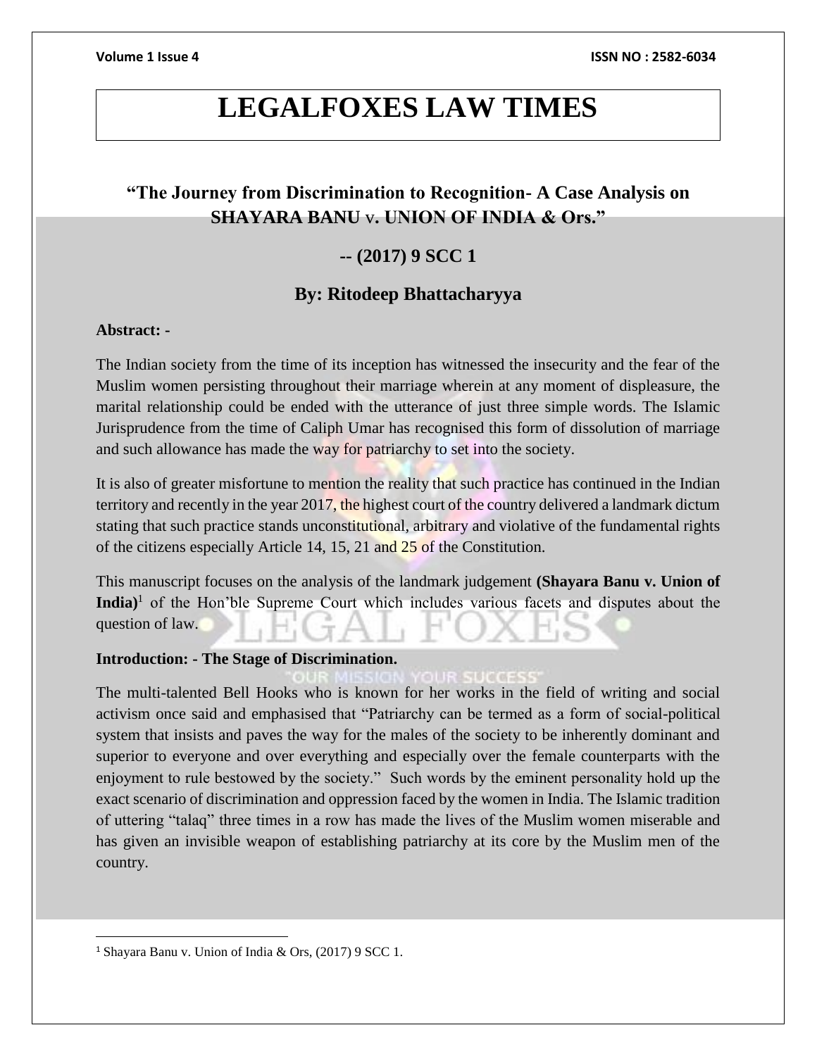# LEGALFOXES LAW TIMES

## "The Journey from Discrimination to Recognition- A Case Analysis on SHAYARA BANU v. UNION OF INDIA & Ors."

### -- (2017) 9 SCC 1

### By: Ritodeep Bhattacharyya

**Abstract: -**

The Indian society from the time of its inception has witnessed the insecurity and the fear of the Muslim women persisting throughout their marriage wherein at any moment of displeasure, the marital relationship could be ended with the utterance of just three simple words. The Islamic Jurisprudence from the time of Caliph Umar has recognised this form of dissolution of marriage and such allowance has made the way for patriarchy to set into the society.

It is also of greater misfortune to mention the reality that such practice has continued in the Indian territory and recently in the year 2017, the highest court of the country delivered a landmark dictum stating that such practice stands unconstitutional, arbitrary and violative of the fundamental rights of the citizens especially Article 14, 15, 21 and 25 of the Constitution.

This manuscript focuses on the analysis of the landmark judgement **(Shayara Banu v. Union of India)**[1] of the Hon'ble Supreme Court which includes various facets and disputes about the question of law.

**Introduction: - The Stage of Discrimination.**

The multi-talented Bell Hooks who is known for her works in the field of writing and social activism once said and emphasised that "Patriarchy can be termed as a form of social-political system that insists and paves the way for the males of the society to be inherently dominant and superior to everyone and over everything and especially over the female counterparts with the enjoyment to rule bestowed by the society." Such words by the eminent personality hold up the exact scenario of discrimination and oppression faced by the women in India. The Islamic tradition of uttering "talaq" three times in a row has made the lives of the Muslim women miserable and has given an invisible weapon of establishing patriarchy at its core by the Muslim men of the country.

---

[1] Shayara Banu v. Union of India & Ors, (2017) 9 SCC 1.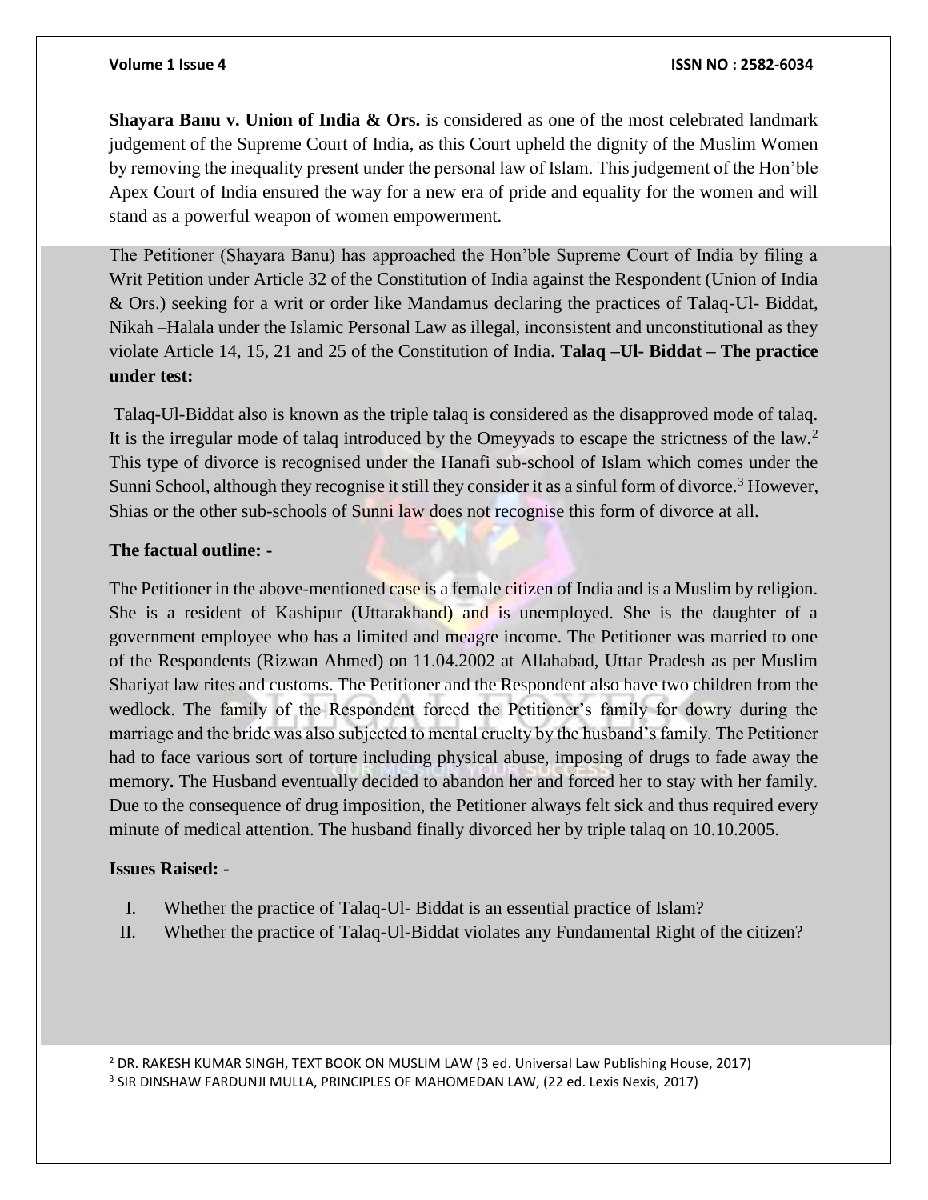**Shayara Banu v. Union of India & Ors.** is considered as one of the most celebrated landmark judgement of the Supreme Court of India, as this Court upheld the dignity of the Muslim Women by removing the inequality present under the personal law of Islam. This judgement of the Hon'ble Apex Court of India ensured the way for a new era of pride and equality for the women and will stand as a powerful weapon of women empowerment.

The Petitioner (Shayara Banu) has approached the Hon'ble Supreme Court of India by filing a Writ Petition under Article 32 of the Constitution of India against the Respondent (Union of India & Ors.) seeking for a writ or order like Mandamus declaring the practices of Talaq-Ul- Biddat, Nikah –Halala under the Islamic Personal Law as illegal, inconsistent and unconstitutional as they violate Article 14, 15, 21 and 25 of the Constitution of India. **Talaq –Ul- Biddat – The practice under test:**

Talaq-Ul-Biddat also is known as the triple talaq is considered as the disapproved mode of talaq. It is the irregular mode of talaq introduced by the Omeyyads to escape the strictness of the law.[2] This type of divorce is recognised under the Hanafi sub-school of Islam which comes under the Sunni School, although they recognise it still they consider it as a sinful form of divorce.[3] However, Shias or the other sub-schools of Sunni law does not recognise this form of divorce at all.

**The factual outline: -**

The Petitioner in the above-mentioned case is a female citizen of India and is a Muslim by religion. She is a resident of Kashipur (Uttarakhand) and is unemployed. She is the daughter of a government employee who has a limited and meagre income. The Petitioner was married to one of the Respondents (Rizwan Ahmed) on 11.04.2002 at Allahabad, Uttar Pradesh as per Muslim Shariyat law rites and customs. The Petitioner and the Respondent also have two children from the wedlock. The family of the Respondent forced the Petitioner's family for dowry during the marriage and the bride was also subjected to mental cruelty by the husband's family. The Petitioner had to face various sort of torture including physical abuse, imposing of drugs to fade away the memory**.** The Husband eventually decided to abandon her and forced her to stay with her family. Due to the consequence of drug imposition, the Petitioner always felt sick and thus required every minute of medical attention. The husband finally divorced her by triple talaq on 10.10.2005.

**Issues Raised: -**

I. Whether the practice of Talaq-Ul- Biddat is an essential practice of Islam?
II. Whether the practice of Talaq-Ul-Biddat violates any Fundamental Right of the citizen?

---

[2] DR. RAKESH KUMAR SINGH, TEXT BOOK ON MUSLIM LAW (3 ed. Universal Law Publishing House, 2017)

[3] SIR DINSHAW FARDUNJI MULLA, PRINCIPLES OF MAHOMEDAN LAW, (22 ed. Lexis Nexis, 2017)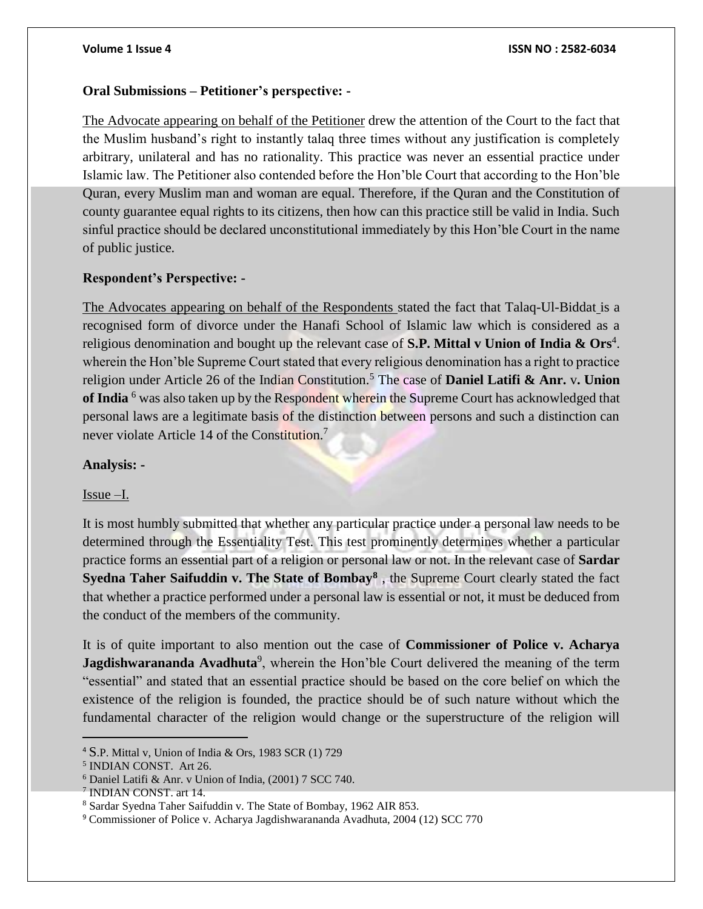**Oral Submissions – Petitioner's perspective: -**

The Advocate appearing on behalf of the Petitioner drew the attention of the Court to the fact that the Muslim husband's right to instantly talaq three times without any justification is completely arbitrary, unilateral and has no rationality. This practice was never an essential practice under Islamic law. The Petitioner also contended before the Hon'ble Court that according to the Hon'ble Quran, every Muslim man and woman are equal. Therefore, if the Quran and the Constitution of county guarantee equal rights to its citizens, then how can this practice still be valid in India. Such sinful practice should be declared unconstitutional immediately by this Hon'ble Court in the name of public justice.

**Respondent's Perspective: -**

The Advocates appearing on behalf of the Respondents stated the fact that Talaq-Ul-Biddat is a recognised form of divorce under the Hanafi School of Islamic law which is considered as a religious denomination and bought up the relevant case of **S.P. Mittal v Union of India & Ors**[4]. wherein the Hon'ble Supreme Court stated that every religious denomination has a right to practice religion under Article 26 of the Indian Constitution.[5] The case of **Daniel Latifi & Anr. v. Union of India** [6] was also taken up by the Respondent wherein the Supreme Court has acknowledged that personal laws are a legitimate basis of the distinction between persons and such a distinction can never violate Article 14 of the Constitution.[7]

**Analysis: -**

Issue –I.

It is most humbly submitted that whether any particular practice under a personal law needs to be determined through the Essentiality Test. This test prominently determines whether a particular practice forms an essential part of a religion or personal law or not. In the relevant case of **Sardar Syedna Taher Saifuddin v. The State of Bombay**[8] , the Supreme Court clearly stated the fact that whether a practice performed under a personal law is essential or not, it must be deduced from the conduct of the members of the community.

It is of quite important to also mention out the case of **Commissioner of Police v. Acharya Jagdishwarananda Avadhuta**[9], wherein the Hon'ble Court delivered the meaning of the term "essential" and stated that an essential practice should be based on the core belief on which the existence of the religion is founded, the practice should be of such nature without which the fundamental character of the religion would change or the superstructure of the religion will

---

[4] S.P. Mittal v, Union of India & Ors, 1983 SCR (1) 729

[5] INDIAN CONST. Art 26.

[6] Daniel Latifi & Anr. v Union of India, (2001) 7 SCC 740.

[7] INDIAN CONST. art 14.

[8] Sardar Syedna Taher Saifuddin v. The State of Bombay, 1962 AIR 853.

[9] Commissioner of Police v. Acharya Jagdishwarananda Avadhuta, 2004 (12) SCC 770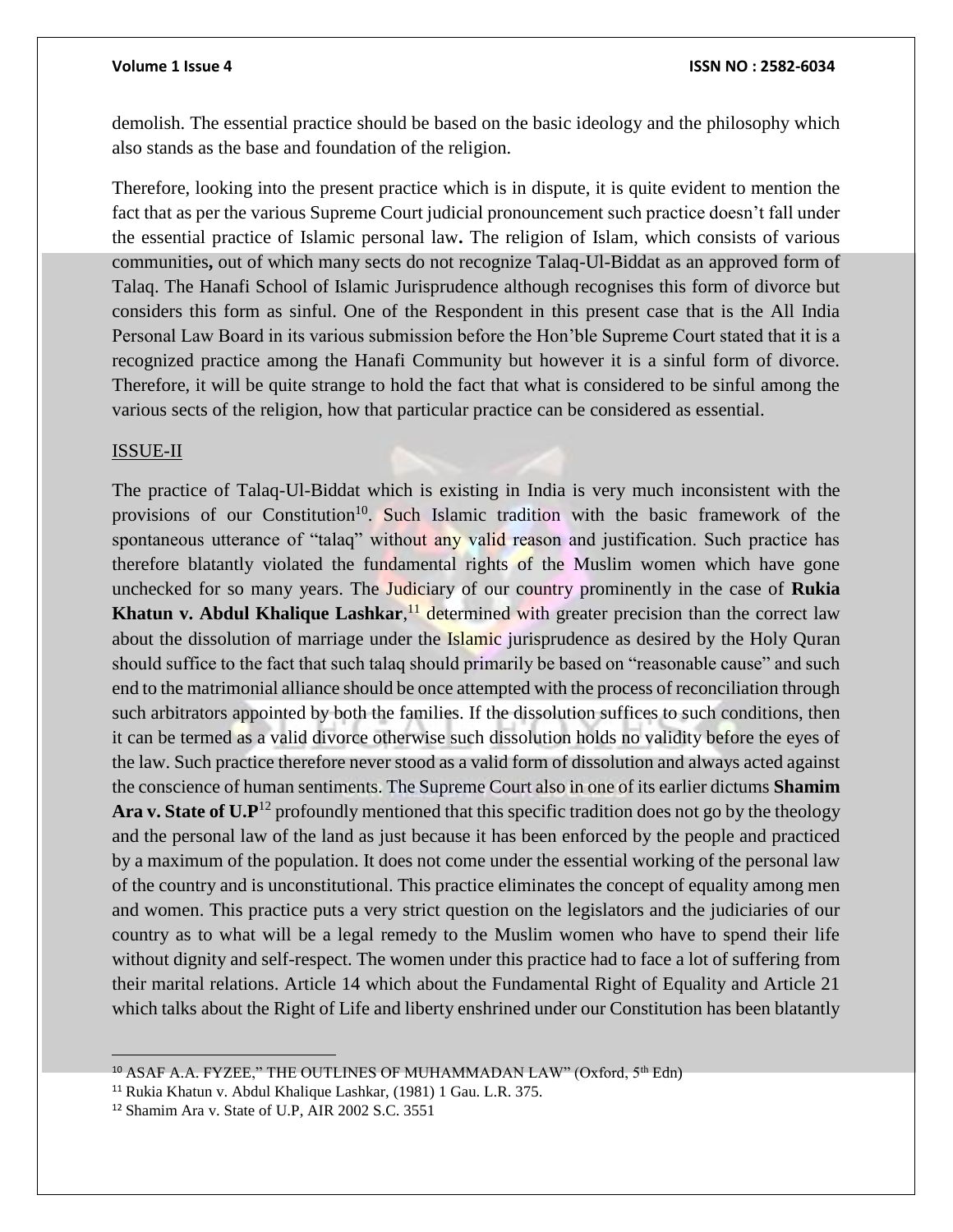demolish. The essential practice should be based on the basic ideology and the philosophy which also stands as the base and foundation of the religion.

Therefore, looking into the present practice which is in dispute, it is quite evident to mention the fact that as per the various Supreme Court judicial pronouncement such practice doesn't fall under the essential practice of Islamic personal law**.** The religion of Islam, which consists of various communities**,** out of which many sects do not recognize Talaq-Ul-Biddat as an approved form of Talaq. The Hanafi School of Islamic Jurisprudence although recognises this form of divorce but considers this form as sinful. One of the Respondent in this present case that is the All India Personal Law Board in its various submission before the Hon'ble Supreme Court stated that it is a recognized practice among the Hanafi Community but however it is a sinful form of divorce. Therefore, it will be quite strange to hold the fact that what is considered to be sinful among the various sects of the religion, how that particular practice can be considered as essential.

ISSUE-II

The practice of Talaq-Ul-Biddat which is existing in India is very much inconsistent with the provisions of our Constitution[10]. Such Islamic tradition with the basic framework of the spontaneous utterance of "talaq" without any valid reason and justification. Such practice has therefore blatantly violated the fundamental rights of the Muslim women which have gone unchecked for so many years. The Judiciary of our country prominently in the case of **Rukia Khatun v. Abdul Khalique Lashkar**,[11] determined with greater precision than the correct law about the dissolution of marriage under the Islamic jurisprudence as desired by the Holy Quran should suffice to the fact that such talaq should primarily be based on "reasonable cause" and such end to the matrimonial alliance should be once attempted with the process of reconciliation through such arbitrators appointed by both the families. If the dissolution suffices to such conditions, then it can be termed as a valid divorce otherwise such dissolution holds no validity before the eyes of the law. Such practice therefore never stood as a valid form of dissolution and always acted against the conscience of human sentiments. The Supreme Court also in one of its earlier dictums **Shamim Ara v. State of U.P**[12] profoundly mentioned that this specific tradition does not go by the theology and the personal law of the land as just because it has been enforced by the people and practiced by a maximum of the population. It does not come under the essential working of the personal law of the country and is unconstitutional. This practice eliminates the concept of equality among men and women. This practice puts a very strict question on the legislators and the judiciaries of our country as to what will be a legal remedy to the Muslim women who have to spend their life without dignity and self-respect. The women under this practice had to face a lot of suffering from their marital relations. Article 14 which about the Fundamental Right of Equality and Article 21 which talks about the Right of Life and liberty enshrined under our Constitution has been blatantly

---

[10] ASAF A.A. FYZEE," THE OUTLINES OF MUHAMMADAN LAW" (Oxford, 5th Edn)

[11] Rukia Khatun v. Abdul Khalique Lashkar, (1981) 1 Gau. L.R. 375.

[12] Shamim Ara v. State of U.P, AIR 2002 S.C. 3551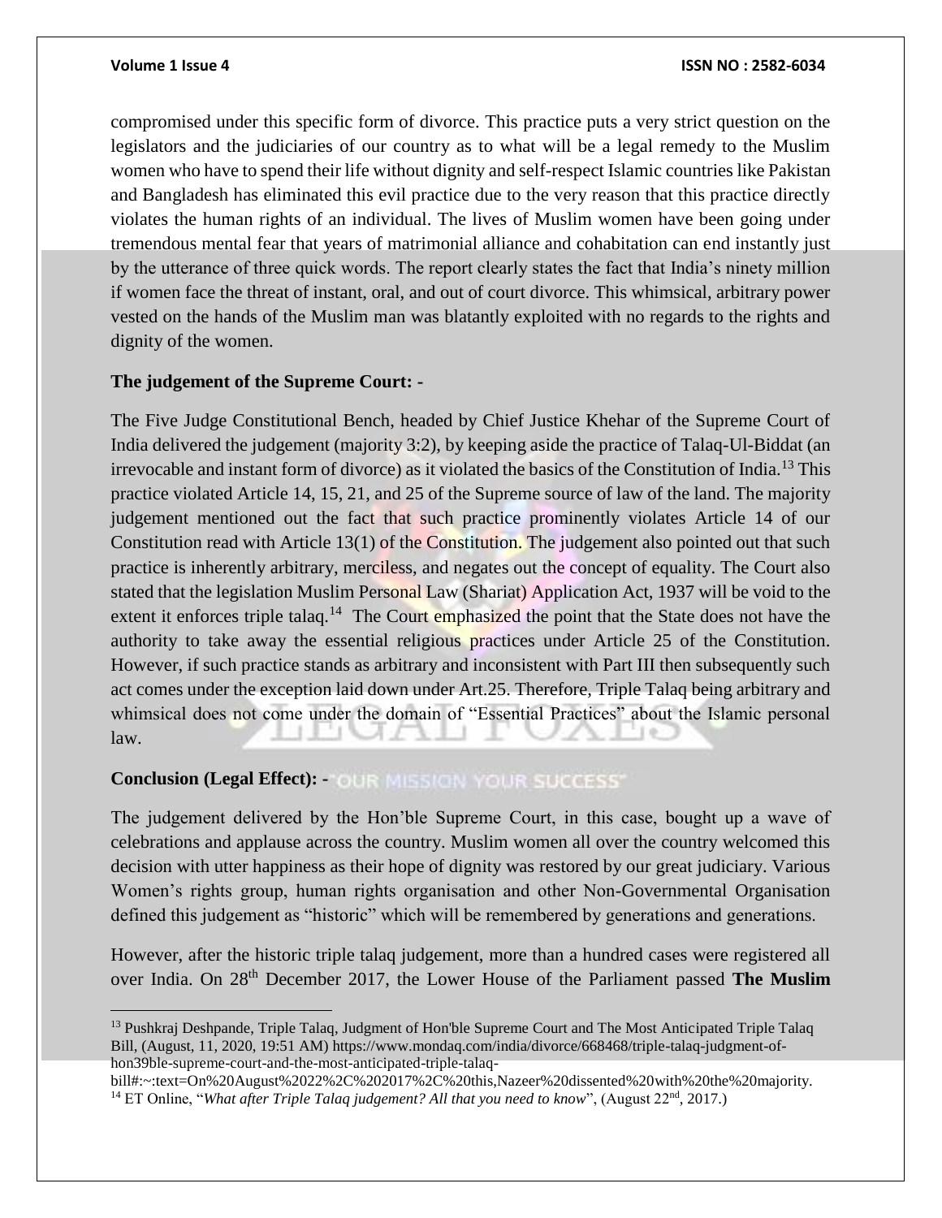compromised under this specific form of divorce. This practice puts a very strict question on the legislators and the judiciaries of our country as to what will be a legal remedy to the Muslim women who have to spend their life without dignity and self-respect Islamic countries like Pakistan and Bangladesh has eliminated this evil practice due to the very reason that this practice directly violates the human rights of an individual. The lives of Muslim women have been going under tremendous mental fear that years of matrimonial alliance and cohabitation can end instantly just by the utterance of three quick words. The report clearly states the fact that India's ninety million if women face the threat of instant, oral, and out of court divorce. This whimsical, arbitrary power vested on the hands of the Muslim man was blatantly exploited with no regards to the rights and dignity of the women.

**The judgement of the Supreme Court: -**

The Five Judge Constitutional Bench, headed by Chief Justice Khehar of the Supreme Court of India delivered the judgement (majority 3:2), by keeping aside the practice of Talaq-Ul-Biddat (an irrevocable and instant form of divorce) as it violated the basics of the Constitution of India.[13] This practice violated Article 14, 15, 21, and 25 of the Supreme source of law of the land. The majority judgement mentioned out the fact that such practice prominently violates Article 14 of our Constitution read with Article 13(1) of the Constitution. The judgement also pointed out that such practice is inherently arbitrary, merciless, and negates out the concept of equality. The Court also stated that the legislation Muslim Personal Law (Shariat) Application Act, 1937 will be void to the extent it enforces triple talaq.[14] The Court emphasized the point that the State does not have the authority to take away the essential religious practices under Article 25 of the Constitution. However, if such practice stands as arbitrary and inconsistent with Part III then subsequently such act comes under the exception laid down under Art.25. Therefore, Triple Talaq being arbitrary and whimsical does not come under the domain of "Essential Practices" about the Islamic personal law.

**Conclusion (Legal Effect): -**

The judgement delivered by the Hon'ble Supreme Court, in this case, bought up a wave of celebrations and applause across the country. Muslim women all over the country welcomed this decision with utter happiness as their hope of dignity was restored by our great judiciary. Various Women's rights group, human rights organisation and other Non-Governmental Organisation defined this judgement as "historic" which will be remembered by generations and generations.

However, after the historic triple talaq judgement, more than a hundred cases were registered all over India. On 28th December 2017, the Lower House of the Parliament passed **The Muslim**

---

[13] Pushkraj Deshpande, Triple Talaq, Judgment of Hon'ble Supreme Court and The Most Anticipated Triple Talaq Bill, (August, 11, 2020, 19:51 AM) https://www.mondaq.com/india/divorce/668468/triple-talaq-judgment-of-hon39ble-supreme-court-and-the-most-anticipated-triple-talaq-bill#:~:text=On%20August%2022%2C%202017%2C%20this,Nazeer%20dissented%20with%20the%20majority.

[14] ET Online, "*What after Triple Talaq judgement? All that you need to know*", (August 22nd, 2017.)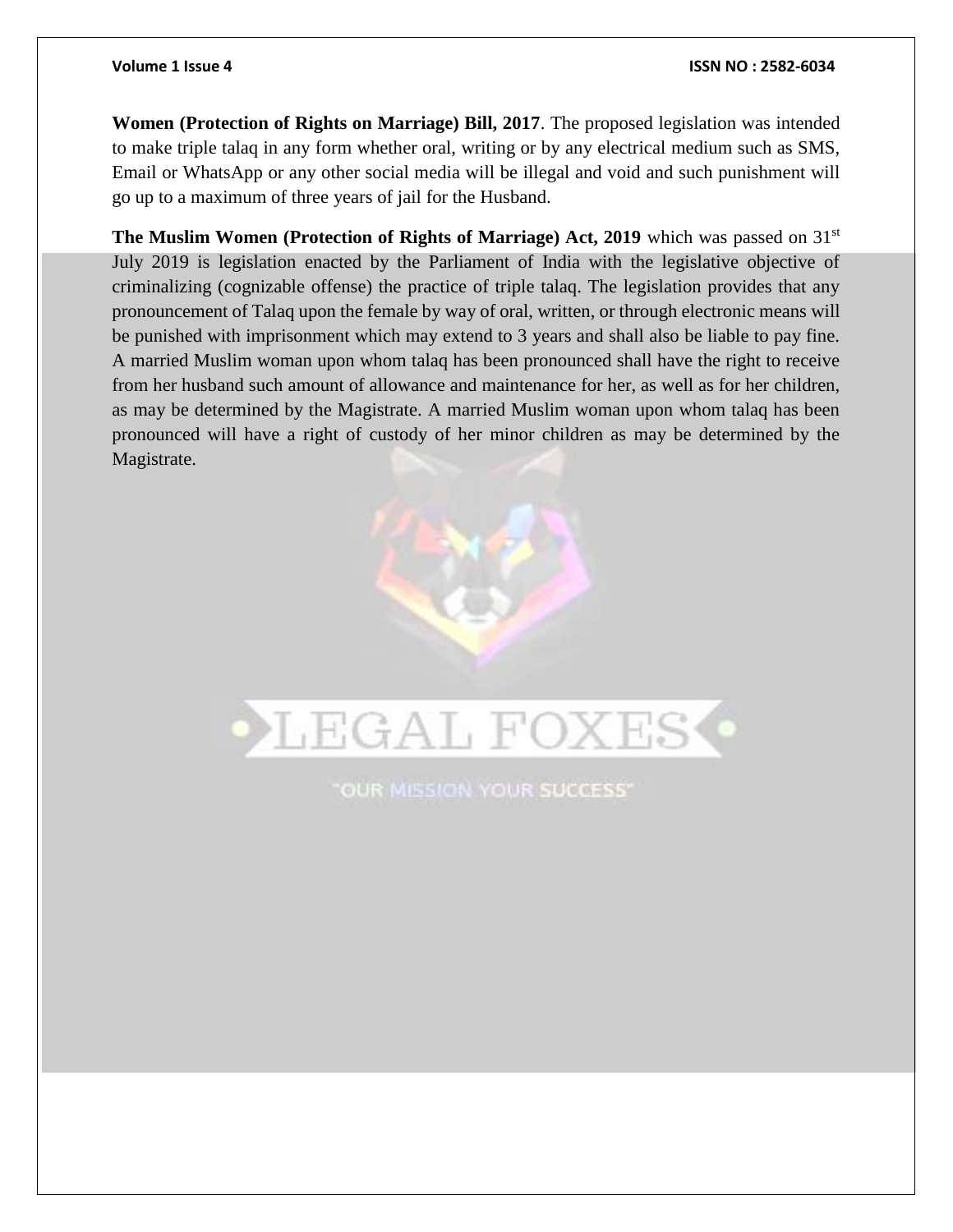**Women (Protection of Rights on Marriage) Bill, 2017**. The proposed legislation was intended to make triple talaq in any form whether oral, writing or by any electrical medium such as SMS, Email or WhatsApp or any other social media will be illegal and void and such punishment will go up to a maximum of three years of jail for the Husband.

**The Muslim Women (Protection of Rights of Marriage) Act, 2019** which was passed on 31st July 2019 is legislation enacted by the Parliament of India with the legislative objective of criminalizing (cognizable offense) the practice of triple talaq. The legislation provides that any pronouncement of Talaq upon the female by way of oral, written, or through electronic means will be punished with imprisonment which may extend to 3 years and shall also be liable to pay fine. A married Muslim woman upon whom talaq has been pronounced shall have the right to receive from her husband such amount of allowance and maintenance for her, as well as for her children, as may be determined by the Magistrate. A married Muslim woman upon whom talaq has been pronounced will have a right of custody of her minor children as may be determined by the Magistrate.